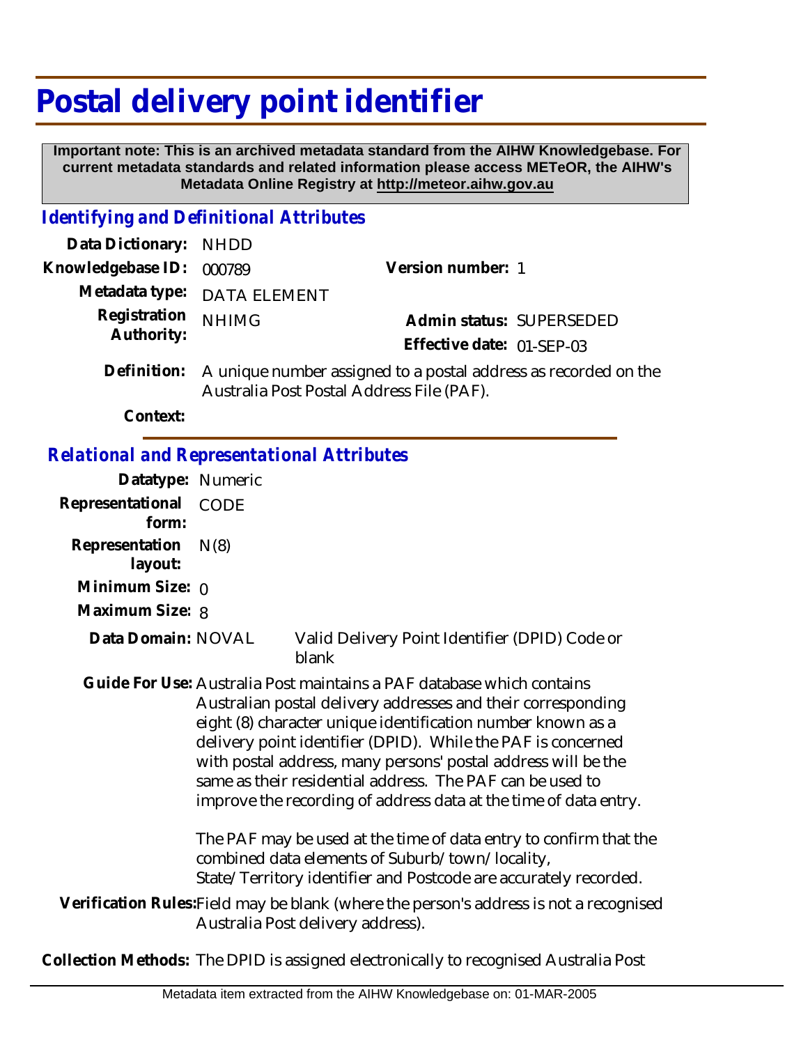# Postal delivery point identifier

**Important note: This is an archived metadata standard from the AIHW Knowledgebase. For current metadata standards and related information please access METeOR, the AIHW's Metadata Online Registry at http://meteor.aihw.gov.au**

## *Identifying and Definitional Attributes*

**Data Dictionary:** NHDD

**Knowledgebase ID:** 000789

**Version number:** 1

**Metadata type:** DATA ELEMENT

**Registration Authority:** NHIMG

**Admin status:** SUPERSEDED

**Effective date:** 01-SEP-03

**Definition:** A unique number assigned to a postal address as recorded on the Australia Post Postal Address File (PAF).

**Context:**

## *Relational and Representational Attributes*

**Datatype:** Numeric

**Representational form:** CODE

**Representation layout:** N(8)

**Minimum Size:** 0

**Maximum Size:** 8

**Data Domain:** NOVAL — Valid Delivery Point Identifier (DPID) Code or blank

**Guide For Use:** Australia Post maintains a PAF database which contains Australian postal delivery addresses and their corresponding eight (8) character unique identification number known as a delivery point identifier (DPID). While the PAF is concerned with postal address, many persons' postal address will be the same as their residential address. The PAF can be used to improve the recording of address data at the time of data entry.

The PAF may be used at the time of data entry to confirm that the combined data elements of Suburb/town/locality, State/Territory identifier and Postcode are accurately recorded.

**Verification Rules:** Field may be blank (where the person's address is not a recognised Australia Post delivery address).

**Collection Methods:** The DPID is assigned electronically to recognised Australia Post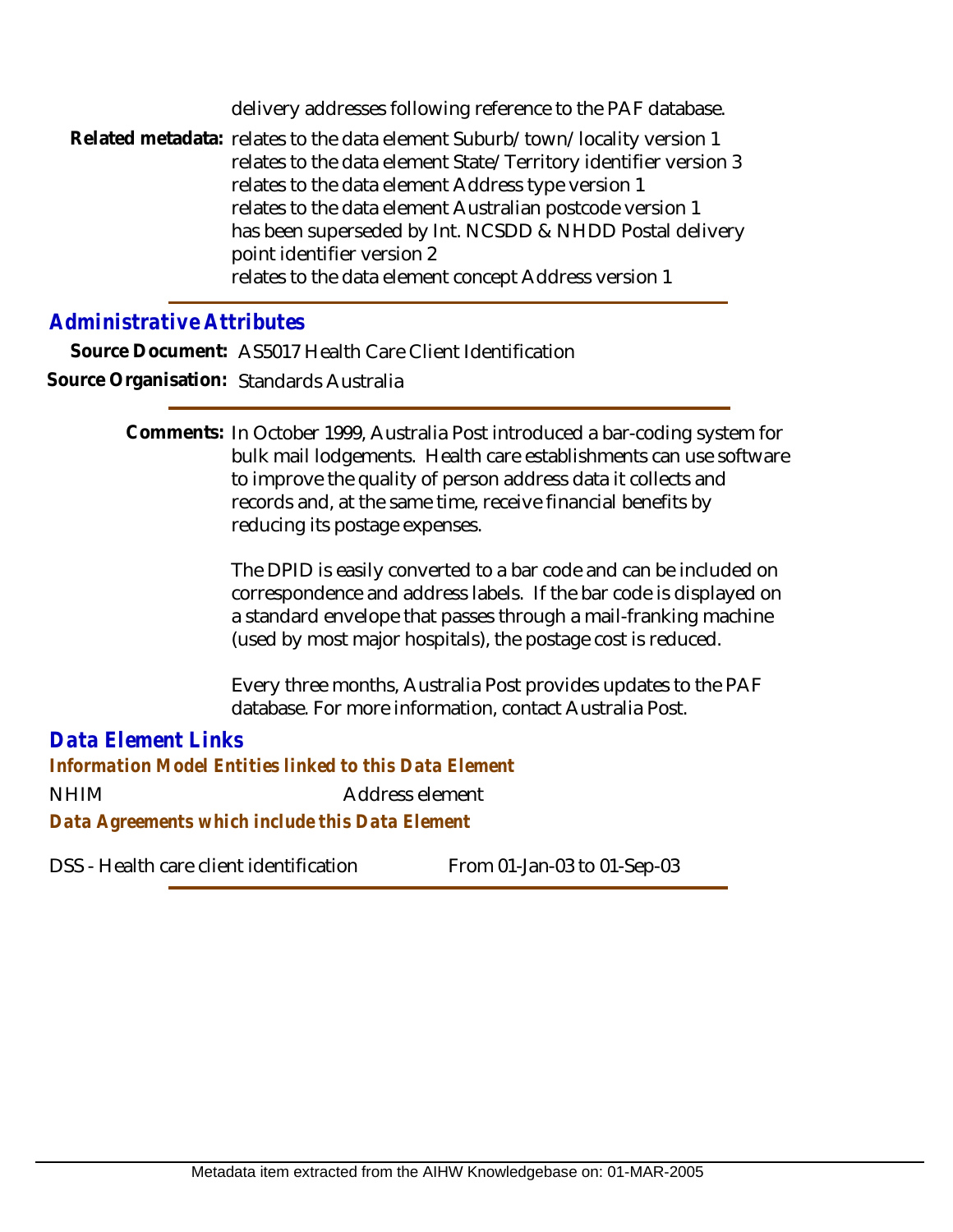delivery addresses following reference to the PAF database.

**Related metadata:** relates to the data element Suburb/town/locality version 1
relates to the data element State/Territory identifier version 3
relates to the data element Address type version 1
relates to the data element Australian postcode version 1
has been superseded by Int. NCSDD & NHDD Postal delivery point identifier version 2
relates to the data element concept Address version 1

## Administrative Attributes

**Source Document:** AS5017 Health Care Client Identification

**Source Organisation:** Standards Australia

**Comments:** In October 1999, Australia Post introduced a bar-coding system for bulk mail lodgements. Health care establishments can use software to improve the quality of person address data it collects and records and, at the same time, receive financial benefits by reducing its postage expenses.

The DPID is easily converted to a bar code and can be included on correspondence and address labels. If the bar code is displayed on a standard envelope that passes through a mail-franking machine (used by most major hospitals), the postage cost is reduced.

Every three months, Australia Post provides updates to the PAF database. For more information, contact Australia Post.

## Data Element Links

### Information Model Entities linked to this Data Element

| | |
|---|---|
| NHIM | Address element |

### Data Agreements which include this Data Element

| | |
|---|---|
| DSS - Health care client identification | From 01-Jan-03 to 01-Sep-03 |